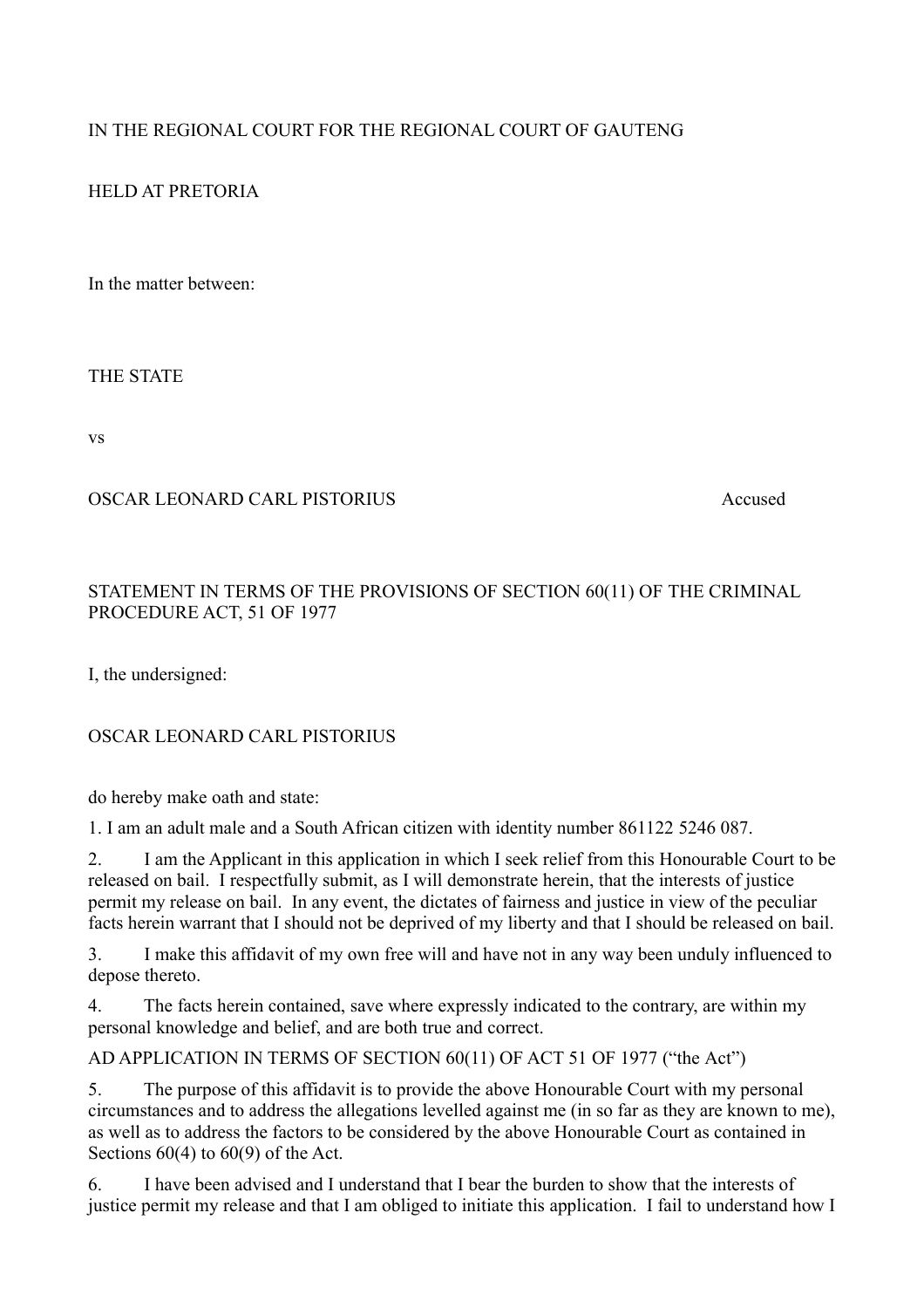IN THE REGIONAL COURT FOR THE REGIONAL COURT OF GAUTENG

HELD AT PRETORIA

In the matter between:

THE STATE

vs

OSCAR LEONARD CARL PISTORIUS Accused

STATEMENT IN TERMS OF THE PROVISIONS OF SECTION 60(11) OF THE CRIMINAL PROCEDURE ACT, 51 OF 1977

I, the undersigned:

OSCAR LEONARD CARL PISTORIUS

do hereby make oath and state:

1. I am an adult male and a South African citizen with identity number 861122 5246 087.

2. I am the Applicant in this application in which I seek relief from this Honourable Court to be released on bail. I respectfully submit, as I will demonstrate herein, that the interests of justice permit my release on bail. In any event, the dictates of fairness and justice in view of the peculiar facts herein warrant that I should not be deprived of my liberty and that I should be released on bail.

3. I make this affidavit of my own free will and have not in any way been unduly influenced to depose thereto.

4. The facts herein contained, save where expressly indicated to the contrary, are within my personal knowledge and belief, and are both true and correct.

AD APPLICATION IN TERMS OF SECTION 60(11) OF ACT 51 OF 1977 (“the Act”)

5. The purpose of this affidavit is to provide the above Honourable Court with my personal circumstances and to address the allegations levelled against me (in so far as they are known to me), as well as to address the factors to be considered by the above Honourable Court as contained in Sections 60(4) to 60(9) of the Act.

6. I have been advised and I understand that I bear the burden to show that the interests of justice permit my release and that I am obliged to initiate this application. I fail to understand how I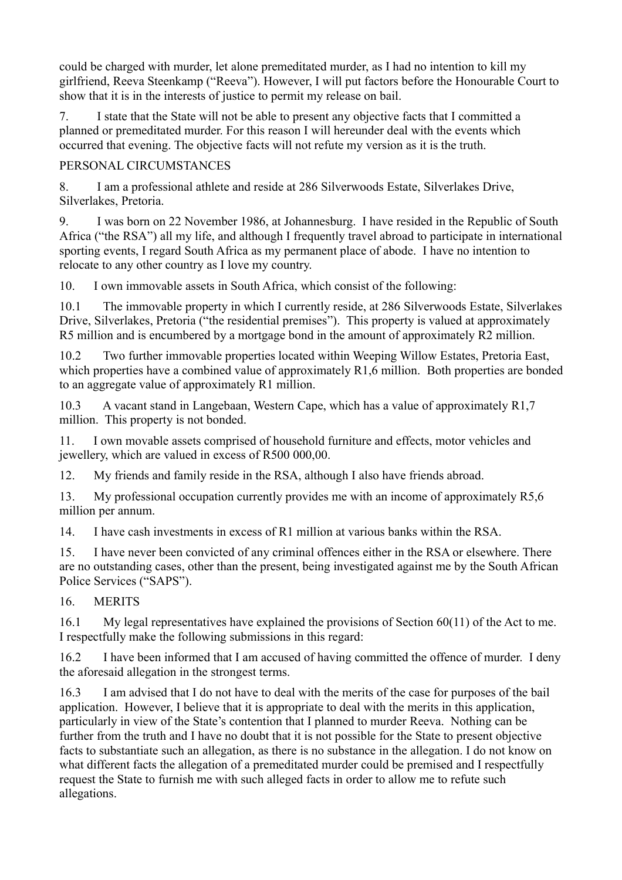could be charged with murder, let alone premeditated murder, as I had no intention to kill my girlfriend, Reeva Steenkamp ("Reeva"). However, I will put factors before the Honourable Court to show that it is in the interests of justice to permit my release on bail.

7. I state that the State will not be able to present any objective facts that I committed a planned or premeditated murder. For this reason I will hereunder deal with the events which occurred that evening. The objective facts will not refute my version as it is the truth.

PERSONAL CIRCUMSTANCES

8. I am a professional athlete and reside at 286 Silverwoods Estate, Silverlakes Drive, Silverlakes, Pretoria.

9. I was born on 22 November 1986, at Johannesburg. I have resided in the Republic of South Africa ("the RSA") all my life, and although I frequently travel abroad to participate in international sporting events, I regard South Africa as my permanent place of abode. I have no intention to relocate to any other country as I love my country.

10. I own immovable assets in South Africa, which consist of the following:

10.1 The immovable property in which I currently reside, at 286 Silverwoods Estate, Silverlakes Drive, Silverlakes, Pretoria ("the residential premises"). This property is valued at approximately R5 million and is encumbered by a mortgage bond in the amount of approximately R2 million.

10.2 Two further immovable properties located within Weeping Willow Estates, Pretoria East, which properties have a combined value of approximately R1,6 million. Both properties are bonded to an aggregate value of approximately R1 million.

10.3 A vacant stand in Langebaan, Western Cape, which has a value of approximately R1,7 million. This property is not bonded.

11. I own movable assets comprised of household furniture and effects, motor vehicles and jewellery, which are valued in excess of R500 000,00.

12. My friends and family reside in the RSA, although I also have friends abroad.

13. My professional occupation currently provides me with an income of approximately R5,6 million per annum.

14. I have cash investments in excess of R1 million at various banks within the RSA.

15. I have never been convicted of any criminal offences either in the RSA or elsewhere. There are no outstanding cases, other than the present, being investigated against me by the South African Police Services ("SAPS").

16. MERITS

16.1 My legal representatives have explained the provisions of Section 60(11) of the Act to me. I respectfully make the following submissions in this regard:

16.2 I have been informed that I am accused of having committed the offence of murder. I deny the aforesaid allegation in the strongest terms.

16.3 I am advised that I do not have to deal with the merits of the case for purposes of the bail application. However, I believe that it is appropriate to deal with the merits in this application, particularly in view of the State's contention that I planned to murder Reeva. Nothing can be further from the truth and I have no doubt that it is not possible for the State to present objective facts to substantiate such an allegation, as there is no substance in the allegation. I do not know on what different facts the allegation of a premeditated murder could be premised and I respectfully request the State to furnish me with such alleged facts in order to allow me to refute such allegations.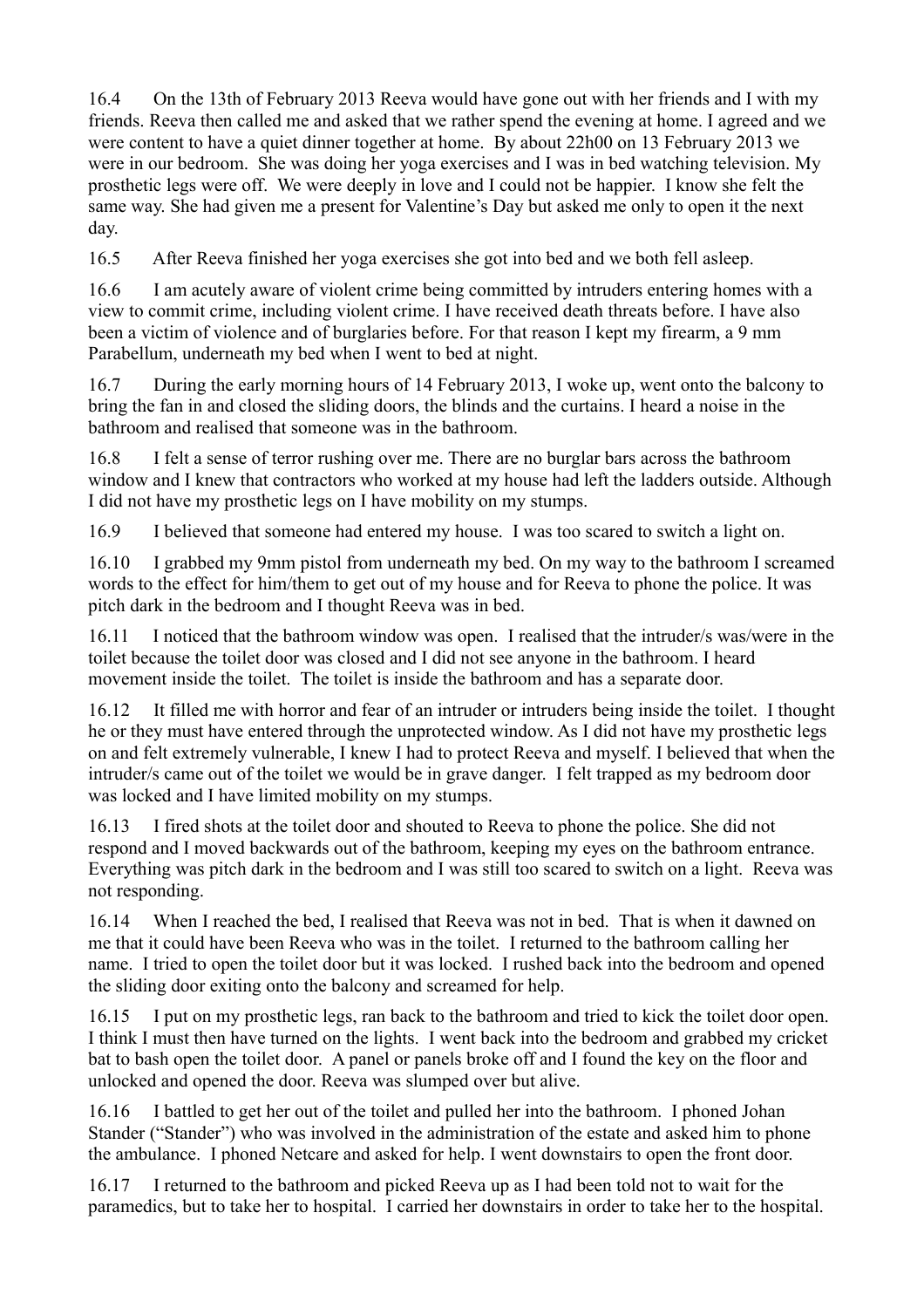16.4 On the 13th of February 2013 Reeva would have gone out with her friends and I with my friends. Reeva then called me and asked that we rather spend the evening at home. I agreed and we were content to have a quiet dinner together at home. By about 22h00 on 13 February 2013 we were in our bedroom. She was doing her yoga exercises and I was in bed watching television. My prosthetic legs were off. We were deeply in love and I could not be happier. I know she felt the same way. She had given me a present for Valentine's Day but asked me only to open it the next day.

16.5 After Reeva finished her yoga exercises she got into bed and we both fell asleep.

16.6 I am acutely aware of violent crime being committed by intruders entering homes with a view to commit crime, including violent crime. I have received death threats before. I have also been a victim of violence and of burglaries before. For that reason I kept my firearm, a 9 mm Parabellum, underneath my bed when I went to bed at night.

16.7 During the early morning hours of 14 February 2013, I woke up, went onto the balcony to bring the fan in and closed the sliding doors, the blinds and the curtains. I heard a noise in the bathroom and realised that someone was in the bathroom.

16.8 I felt a sense of terror rushing over me. There are no burglar bars across the bathroom window and I knew that contractors who worked at my house had left the ladders outside. Although I did not have my prosthetic legs on I have mobility on my stumps.

16.9 I believed that someone had entered my house. I was too scared to switch a light on.

16.10 I grabbed my 9mm pistol from underneath my bed. On my way to the bathroom I screamed words to the effect for him/them to get out of my house and for Reeva to phone the police. It was pitch dark in the bedroom and I thought Reeva was in bed.

16.11 I noticed that the bathroom window was open. I realised that the intruder/s was/were in the toilet because the toilet door was closed and I did not see anyone in the bathroom. I heard movement inside the toilet. The toilet is inside the bathroom and has a separate door.

16.12 It filled me with horror and fear of an intruder or intruders being inside the toilet. I thought he or they must have entered through the unprotected window. As I did not have my prosthetic legs on and felt extremely vulnerable, I knew I had to protect Reeva and myself. I believed that when the intruder/s came out of the toilet we would be in grave danger. I felt trapped as my bedroom door was locked and I have limited mobility on my stumps.

16.13 I fired shots at the toilet door and shouted to Reeva to phone the police. She did not respond and I moved backwards out of the bathroom, keeping my eyes on the bathroom entrance. Everything was pitch dark in the bedroom and I was still too scared to switch on a light. Reeva was not responding.

16.14 When I reached the bed, I realised that Reeva was not in bed. That is when it dawned on me that it could have been Reeva who was in the toilet. I returned to the bathroom calling her name. I tried to open the toilet door but it was locked. I rushed back into the bedroom and opened the sliding door exiting onto the balcony and screamed for help.

16.15 I put on my prosthetic legs, ran back to the bathroom and tried to kick the toilet door open. I think I must then have turned on the lights. I went back into the bedroom and grabbed my cricket bat to bash open the toilet door. A panel or panels broke off and I found the key on the floor and unlocked and opened the door. Reeva was slumped over but alive.

16.16 I battled to get her out of the toilet and pulled her into the bathroom. I phoned Johan Stander ("Stander") who was involved in the administration of the estate and asked him to phone the ambulance. I phoned Netcare and asked for help. I went downstairs to open the front door.

16.17 I returned to the bathroom and picked Reeva up as I had been told not to wait for the paramedics, but to take her to hospital. I carried her downstairs in order to take her to the hospital.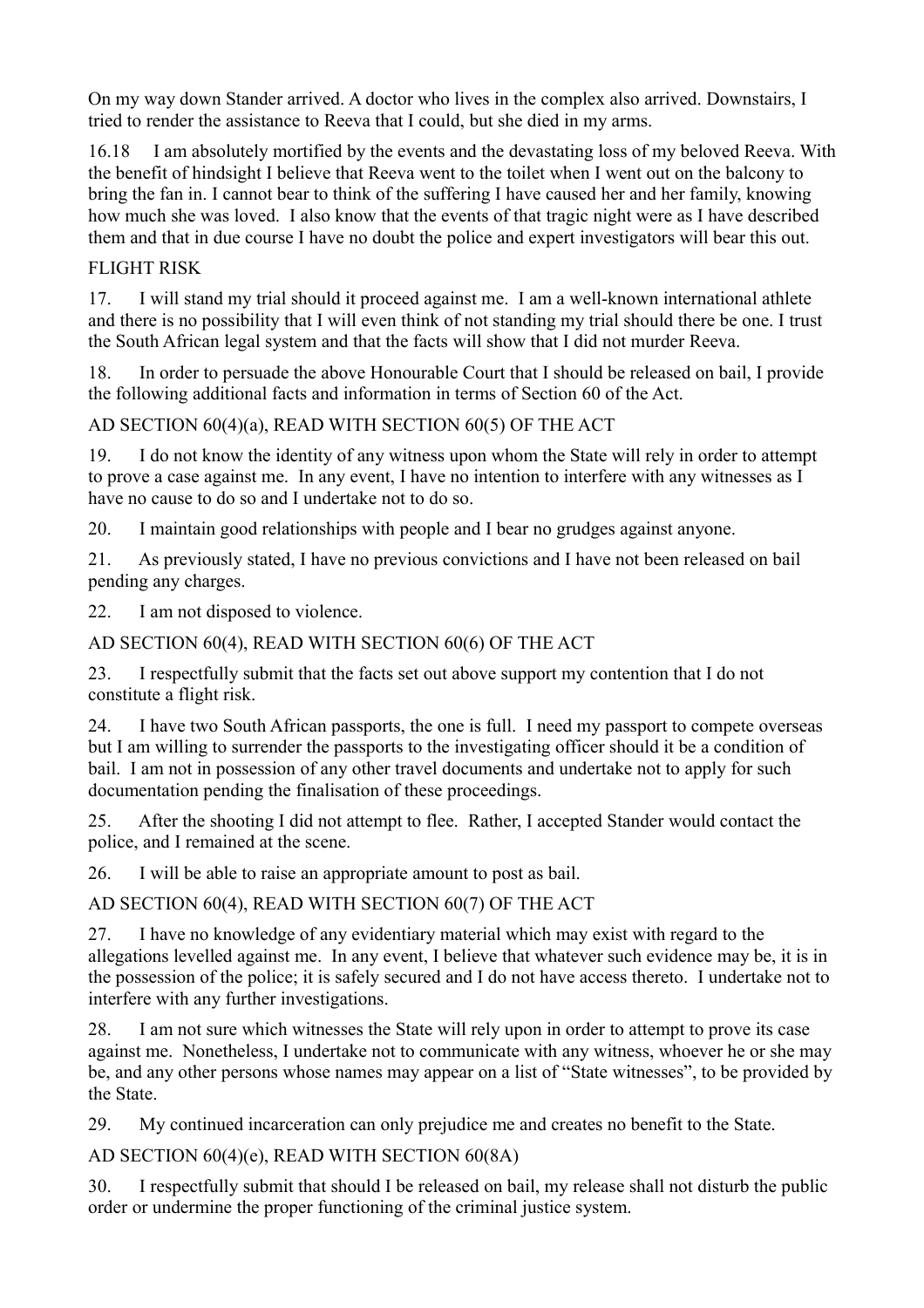On my way down Stander arrived. A doctor who lives in the complex also arrived. Downstairs, I tried to render the assistance to Reeva that I could, but she died in my arms.

16.18 I am absolutely mortified by the events and the devastating loss of my beloved Reeva. With the benefit of hindsight I believe that Reeva went to the toilet when I went out on the balcony to bring the fan in. I cannot bear to think of the suffering I have caused her and her family, knowing how much she was loved. I also know that the events of that tragic night were as I have described them and that in due course I have no doubt the police and expert investigators will bear this out.

FLIGHT RISK

17. I will stand my trial should it proceed against me. I am a well-known international athlete and there is no possibility that I will even think of not standing my trial should there be one. I trust the South African legal system and that the facts will show that I did not murder Reeva.

18. In order to persuade the above Honourable Court that I should be released on bail, I provide the following additional facts and information in terms of Section 60 of the Act.

AD SECTION 60(4)(a), READ WITH SECTION 60(5) OF THE ACT

19. I do not know the identity of any witness upon whom the State will rely in order to attempt to prove a case against me. In any event, I have no intention to interfere with any witnesses as I have no cause to do so and I undertake not to do so.

20. I maintain good relationships with people and I bear no grudges against anyone.

21. As previously stated, I have no previous convictions and I have not been released on bail pending any charges.

22. I am not disposed to violence.

AD SECTION 60(4), READ WITH SECTION 60(6) OF THE ACT

23. I respectfully submit that the facts set out above support my contention that I do not constitute a flight risk.

24. I have two South African passports, the one is full. I need my passport to compete overseas but I am willing to surrender the passports to the investigating officer should it be a condition of bail. I am not in possession of any other travel documents and undertake not to apply for such documentation pending the finalisation of these proceedings.

25. After the shooting I did not attempt to flee. Rather, I accepted Stander would contact the police, and I remained at the scene.

26. I will be able to raise an appropriate amount to post as bail.

AD SECTION 60(4), READ WITH SECTION 60(7) OF THE ACT

27. I have no knowledge of any evidentiary material which may exist with regard to the allegations levelled against me. In any event, I believe that whatever such evidence may be, it is in the possession of the police; it is safely secured and I do not have access thereto. I undertake not to interfere with any further investigations.

28. I am not sure which witnesses the State will rely upon in order to attempt to prove its case against me. Nonetheless, I undertake not to communicate with any witness, whoever he or she may be, and any other persons whose names may appear on a list of "State witnesses", to be provided by the State.

29. My continued incarceration can only prejudice me and creates no benefit to the State.

AD SECTION 60(4)(e), READ WITH SECTION 60(8A)

30. I respectfully submit that should I be released on bail, my release shall not disturb the public order or undermine the proper functioning of the criminal justice system.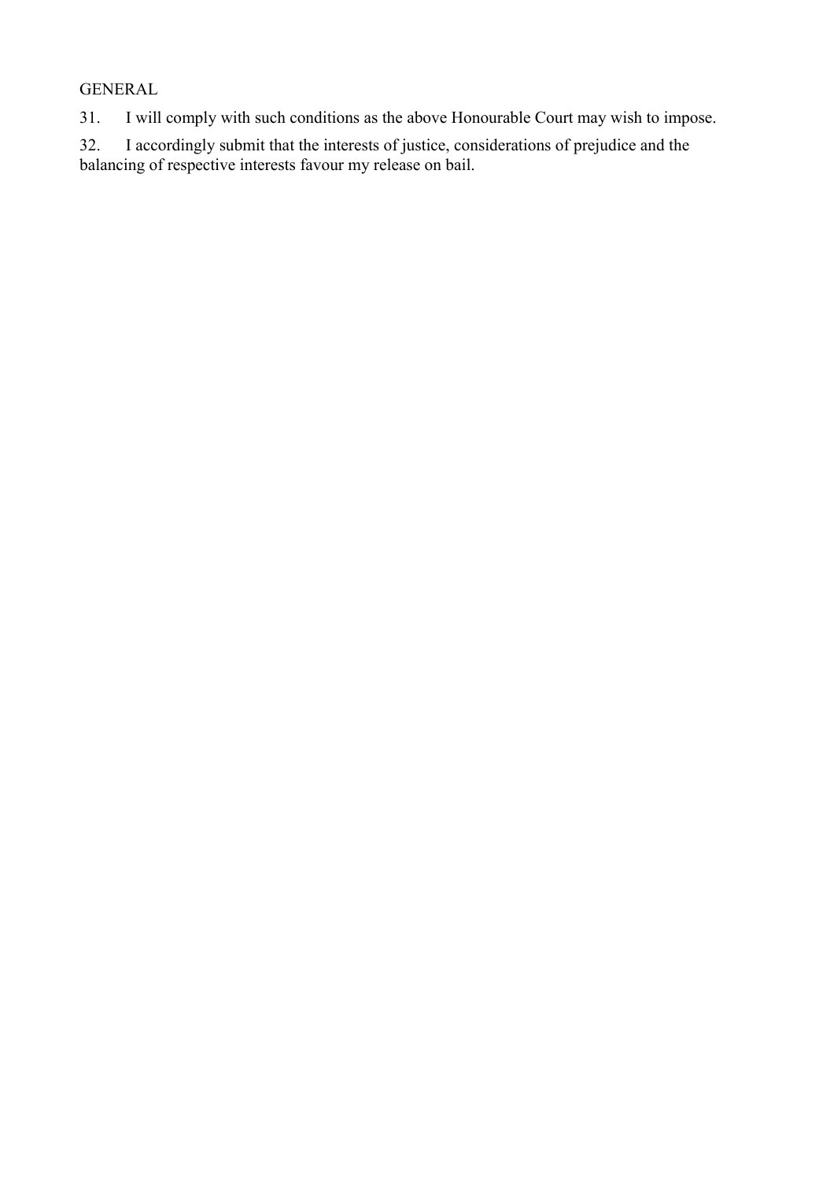GENERAL

31. I will comply with such conditions as the above Honourable Court may wish to impose.

32. I accordingly submit that the interests of justice, considerations of prejudice and the balancing of respective interests favour my release on bail.